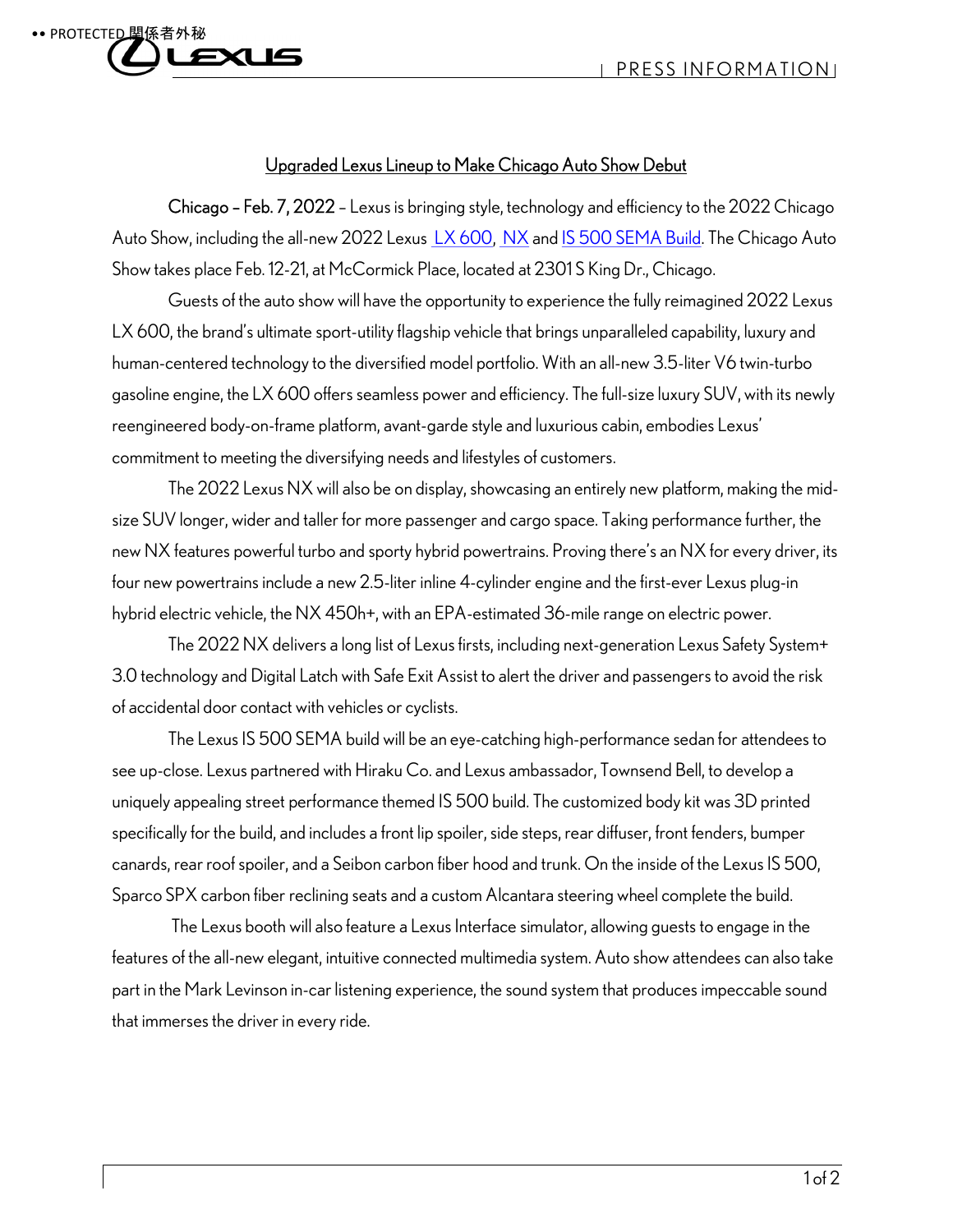## Upgraded Lexus Lineup to Make Chicago Auto Show Debut

**Chicago – Feb. 7, 2022** – Lexus is bringing style, technology and efficiency to the 2022 Chicago Auto Show, including the all-new 2022 Lexus LX 600, NX and IS 500 SEMA Build. The Chicago Auto Show takes place Feb. 12-21, at McCormick Place, located at 2301 S King Dr., Chicago.

Guests of the auto show will have the opportunity to experience the fully reimagined 2022 Lexus LX 600, the brand's ultimate sport-utility flagship vehicle that brings unparalleled capability, luxury and human-centered technology to the diversified model portfolio. With an all-new 3.5-liter V6 twin-turbo gasoline engine, the LX 600 offers seamless power and efficiency. The full-size luxury SUV, with its newly reengineered body-on-frame platform, avant-garde style and luxurious cabin, embodies Lexus' commitment to meeting the diversifying needs and lifestyles of customers.

The 2022 Lexus NX will also be on display, showcasing an entirely new platform, making the mid-size SUV longer, wider and taller for more passenger and cargo space. Taking performance further, the new NX features powerful turbo and sporty hybrid powertrains. Proving there's an NX for every driver, its four new powertrains include a new 2.5-liter inline 4-cylinder engine and the first-ever Lexus plug-in hybrid electric vehicle, the NX 450h+, with an EPA-estimated 36-mile range on electric power.

The 2022 NX delivers a long list of Lexus firsts, including next-generation Lexus Safety System+ 3.0 technology and Digital Latch with Safe Exit Assist to alert the driver and passengers to avoid the risk of accidental door contact with vehicles or cyclists.

The Lexus IS 500 SEMA build will be an eye-catching high-performance sedan for attendees to see up-close. Lexus partnered with Hiraku Co. and Lexus ambassador, Townsend Bell, to develop a uniquely appealing street performance themed IS 500 build. The customized body kit was 3D printed specifically for the build, and includes a front lip spoiler, side steps, rear diffuser, front fenders, bumper canards, rear roof spoiler, and a Seibon carbon fiber hood and trunk. On the inside of the Lexus IS 500, Sparco SPX carbon fiber reclining seats and a custom Alcantara steering wheel complete the build.

The Lexus booth will also feature a Lexus Interface simulator, allowing guests to engage in the features of the all-new elegant, intuitive connected multimedia system. Auto show attendees can also take part in the Mark Levinson in-car listening experience, the sound system that produces impeccable sound that immerses the driver in every ride.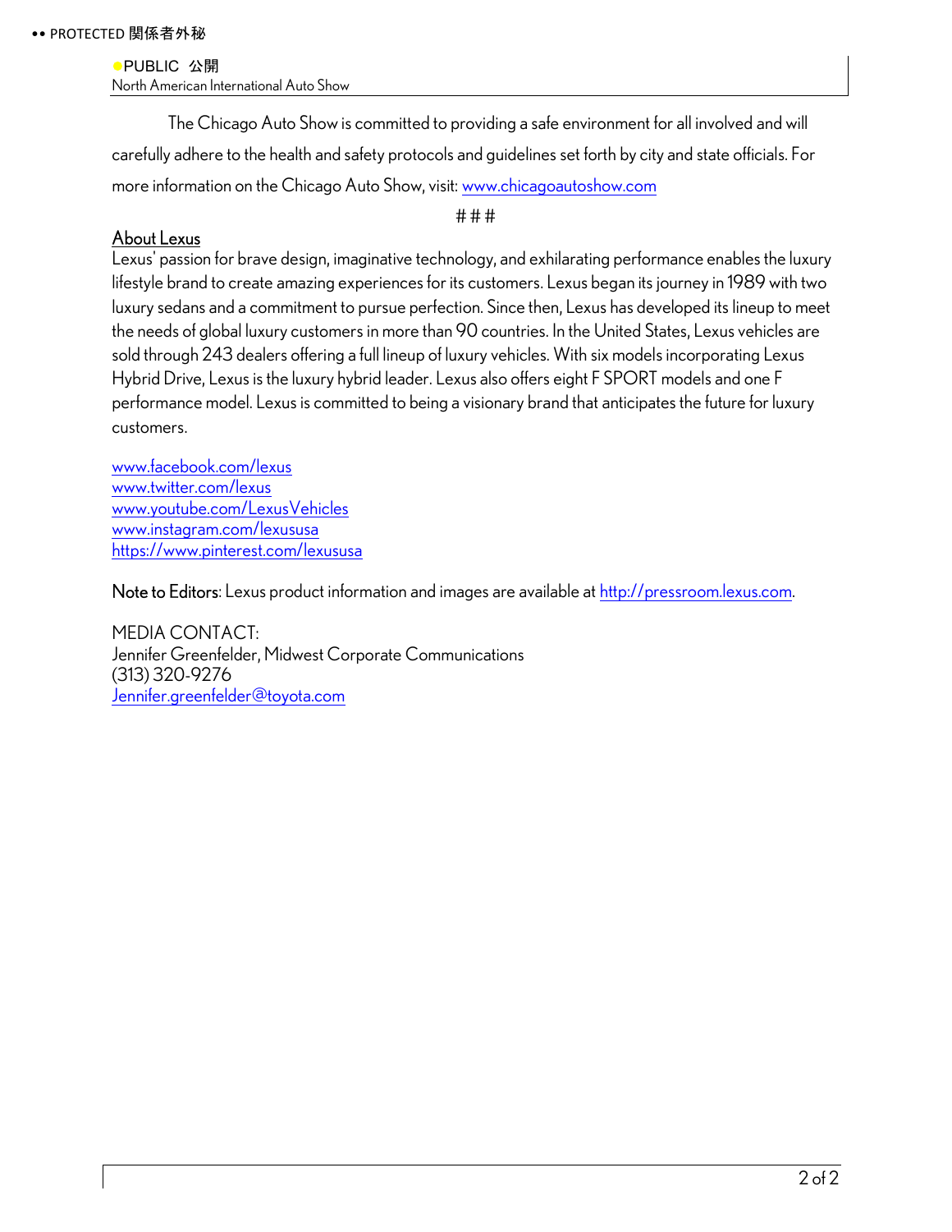The Chicago Auto Show is committed to providing a safe environment for all involved and will carefully adhere to the health and safety protocols and guidelines set forth by city and state officials. For more information on the Chicago Auto Show, visit: www.chicagoautoshow.com

###

## About Lexus

Lexus' passion for brave design, imaginative technology, and exhilarating performance enables the luxury lifestyle brand to create amazing experiences for its customers. Lexus began its journey in 1989 with two luxury sedans and a commitment to pursue perfection. Since then, Lexus has developed its lineup to meet the needs of global luxury customers in more than 90 countries. In the United States, Lexus vehicles are sold through 243 dealers offering a full lineup of luxury vehicles. With six models incorporating Lexus Hybrid Drive, Lexus is the luxury hybrid leader. Lexus also offers eight F SPORT models and one F performance model. Lexus is committed to being a visionary brand that anticipates the future for luxury customers.

www.facebook.com/lexus
www.twitter.com/lexus
www.youtube.com/LexusVehicles
www.instagram.com/lexususa
https://www.pinterest.com/lexususa

Note to Editors: Lexus product information and images are available at http://pressroom.lexus.com.

MEDIA CONTACT:
Jennifer Greenfelder, Midwest Corporate Communications
(313) 320-9276
Jennifer.greenfelder@toyota.com